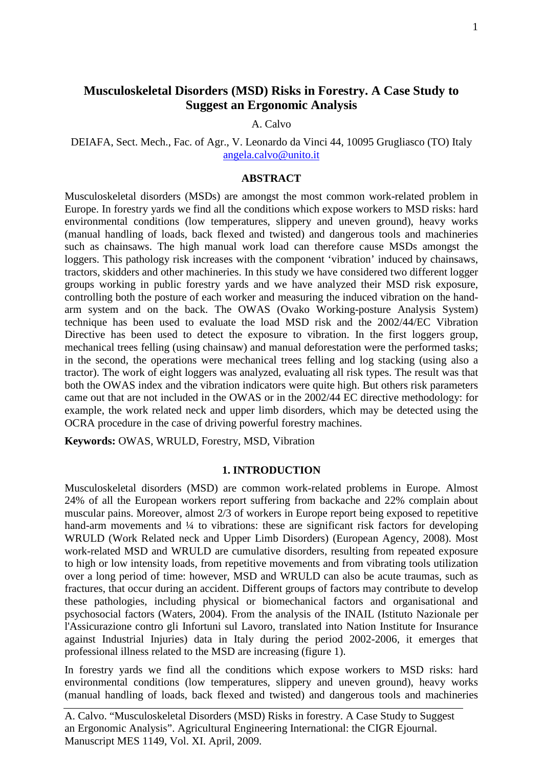# Musculoskeletal Disorders (MSD) Risks in Forestry. A Case Study to Suggest an Ergonomic Analysis

A. Calvo

DEIAFA, Sect. Mech., Fac. of Agr., V. Leonardo da Vinci 44, 10095 Grugliasco (TO) Italy
angela.calvo@unito.it

## ABSTRACT

Musculoskeletal disorders (MSDs) are amongst the most common work-related problem in Europe. In forestry yards we find all the conditions which expose workers to MSD risks: hard environmental conditions (low temperatures, slippery and uneven ground), heavy works (manual handling of loads, back flexed and twisted) and dangerous tools and machineries such as chainsaws. The high manual work load can therefore cause MSDs amongst the loggers. This pathology risk increases with the component 'vibration' induced by chainsaws, tractors, skidders and other machineries. In this study we have considered two different logger groups working in public forestry yards and we have analyzed their MSD risk exposure, controlling both the posture of each worker and measuring the induced vibration on the hand-arm system and on the back. The OWAS (Ovako Working-posture Analysis System) technique has been used to evaluate the load MSD risk and the 2002/44/EC Vibration Directive has been used to detect the exposure to vibration. In the first loggers group, mechanical trees felling (using chainsaw) and manual deforestation were the performed tasks; in the second, the operations were mechanical trees felling and log stacking (using also a tractor). The work of eight loggers was analyzed, evaluating all risk types. The result was that both the OWAS index and the vibration indicators were quite high. But others risk parameters came out that are not included in the OWAS or in the 2002/44 EC directive methodology: for example, the work related neck and upper limb disorders, which may be detected using the OCRA procedure in the case of driving powerful forestry machines.

**Keywords:** OWAS, WRULD, Forestry, MSD, Vibration

## 1. INTRODUCTION

Musculoskeletal disorders (MSD) are common work-related problems in Europe. Almost 24% of all the European workers report suffering from backache and 22% complain about muscular pains. Moreover, almost 2/3 of workers in Europe report being exposed to repetitive hand-arm movements and ¼ to vibrations: these are significant risk factors for developing WRULD (Work Related neck and Upper Limb Disorders) (European Agency, 2008). Most work-related MSD and WRULD are cumulative disorders, resulting from repeated exposure to high or low intensity loads, from repetitive movements and from vibrating tools utilization over a long period of time: however, MSD and WRULD can also be acute traumas, such as fractures, that occur during an accident. Different groups of factors may contribute to develop these pathologies, including physical or biomechanical factors and organisational and psychosocial factors (Waters, 2004). From the analysis of the INAIL (Istituto Nazionale per l'Assicurazione contro gli Infortuni sul Lavoro, translated into Nation Institute for Insurance against Industrial Injuries) data in Italy during the period 2002-2006, it emerges that professional illness related to the MSD are increasing (figure 1).

In forestry yards we find all the conditions which expose workers to MSD risks: hard environmental conditions (low temperatures, slippery and uneven ground), heavy works (manual handling of loads, back flexed and twisted) and dangerous tools and machineries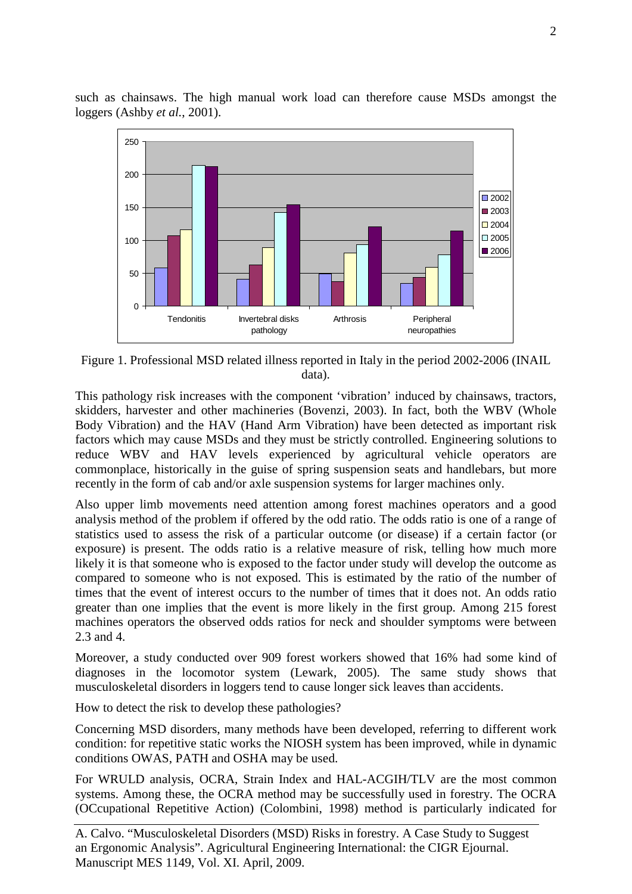such as chainsaws. The high manual work load can therefore cause MSDs amongst the loggers (Ashby *et al.*, 2001).

Figure 1. Professional MSD related illness reported in Italy in the period 2002-2006 (INAIL data).

This pathology risk increases with the component 'vibration' induced by chainsaws, tractors, skidders, harvester and other machineries (Bovenzi, 2003). In fact, both the WBV (Whole Body Vibration) and the HAV (Hand Arm Vibration) have been detected as important risk factors which may cause MSDs and they must be strictly controlled. Engineering solutions to reduce WBV and HAV levels experienced by agricultural vehicle operators are commonplace, historically in the guise of spring suspension seats and handlebars, but more recently in the form of cab and/or axle suspension systems for larger machines only.

Also upper limb movements need attention among forest machines operators and a good analysis method of the problem if offered by the odd ratio. The odds ratio is one of a range of statistics used to assess the risk of a particular outcome (or disease) if a certain factor (or exposure) is present. The odds ratio is a relative measure of risk, telling how much more likely it is that someone who is exposed to the factor under study will develop the outcome as compared to someone who is not exposed. This is estimated by the ratio of the number of times that the event of interest occurs to the number of times that it does not. An odds ratio greater than one implies that the event is more likely in the first group. Among 215 forest machines operators the observed odds ratios for neck and shoulder symptoms were between 2.3 and 4.

Moreover, a study conducted over 909 forest workers showed that 16% had some kind of diagnoses in the locomotor system (Lewark, 2005). The same study shows that musculoskeletal disorders in loggers tend to cause longer sick leaves than accidents.

How to detect the risk to develop these pathologies?

Concerning MSD disorders, many methods have been developed, referring to different work condition: for repetitive static works the NIOSH system has been improved, while in dynamic conditions OWAS, PATH and OSHA may be used.

For WRULD analysis, OCRA, Strain Index and HAL-ACGIH/TLV are the most common systems. Among these, the OCRA method may be successfully used in forestry. The OCRA (OCcupational Repetitive Action) (Colombini, 1998) method is particularly indicated for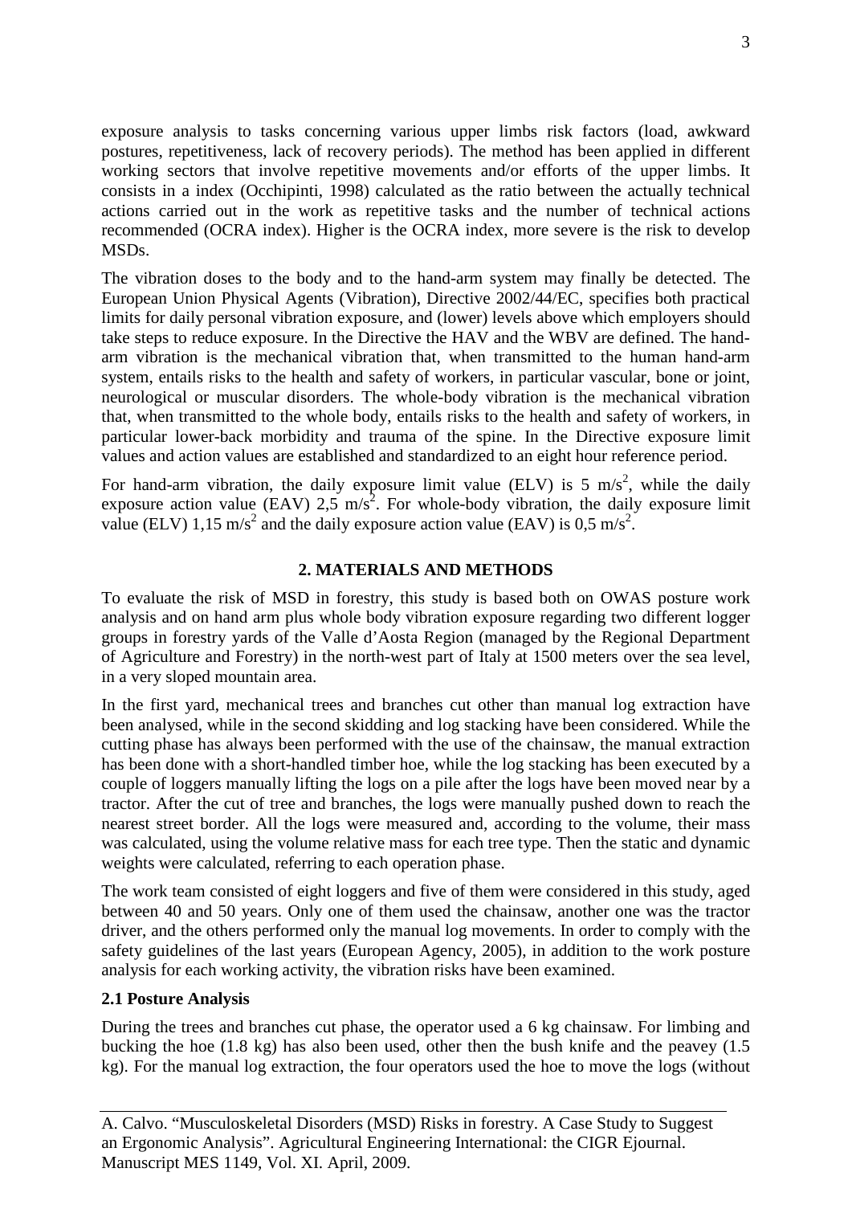exposure analysis to tasks concerning various upper limbs risk factors (load, awkward postures, repetitiveness, lack of recovery periods). The method has been applied in different working sectors that involve repetitive movements and/or efforts of the upper limbs. It consists in a index (Occhipinti, 1998) calculated as the ratio between the actually technical actions carried out in the work as repetitive tasks and the number of technical actions recommended (OCRA index). Higher is the OCRA index, more severe is the risk to develop MSDs.

The vibration doses to the body and to the hand-arm system may finally be detected. The European Union Physical Agents (Vibration), Directive 2002/44/EC, specifies both practical limits for daily personal vibration exposure, and (lower) levels above which employers should take steps to reduce exposure. In the Directive the HAV and the WBV are defined. The hand-arm vibration is the mechanical vibration that, when transmitted to the human hand-arm system, entails risks to the health and safety of workers, in particular vascular, bone or joint, neurological or muscular disorders. The whole-body vibration is the mechanical vibration that, when transmitted to the whole body, entails risks to the health and safety of workers, in particular lower-back morbidity and trauma of the spine. In the Directive exposure limit values and action values are established and standardized to an eight hour reference period.

For hand-arm vibration, the daily exposure limit value (ELV) is 5 $m/s^2$, while the daily exposure action value (EAV) 2,5 $m/s^2$. For whole-body vibration, the daily exposure limit value (ELV) 1,15 $m/s^2$ and the daily exposure action value (EAV) is 0,5 $m/s^2$.

## 2. MATERIALS AND METHODS

To evaluate the risk of MSD in forestry, this study is based both on OWAS posture work analysis and on hand arm plus whole body vibration exposure regarding two different logger groups in forestry yards of the Valle d'Aosta Region (managed by the Regional Department of Agriculture and Forestry) in the north-west part of Italy at 1500 meters over the sea level, in a very sloped mountain area.

In the first yard, mechanical trees and branches cut other than manual log extraction have been analysed, while in the second skidding and log stacking have been considered. While the cutting phase has always been performed with the use of the chainsaw, the manual extraction has been done with a short-handled timber hoe, while the log stacking has been executed by a couple of loggers manually lifting the logs on a pile after the logs have been moved near by a tractor. After the cut of tree and branches, the logs were manually pushed down to reach the nearest street border. All the logs were measured and, according to the volume, their mass was calculated, using the volume relative mass for each tree type. Then the static and dynamic weights were calculated, referring to each operation phase.

The work team consisted of eight loggers and five of them were considered in this study, aged between 40 and 50 years. Only one of them used the chainsaw, another one was the tractor driver, and the others performed only the manual log movements. In order to comply with the safety guidelines of the last years (European Agency, 2005), in addition to the work posture analysis for each working activity, the vibration risks have been examined.

### 2.1 Posture Analysis

During the trees and branches cut phase, the operator used a 6 kg chainsaw. For limbing and bucking the hoe (1.8 kg) has also been used, other then the bush knife and the peavey (1.5 kg). For the manual log extraction, the four operators used the hoe to move the logs (without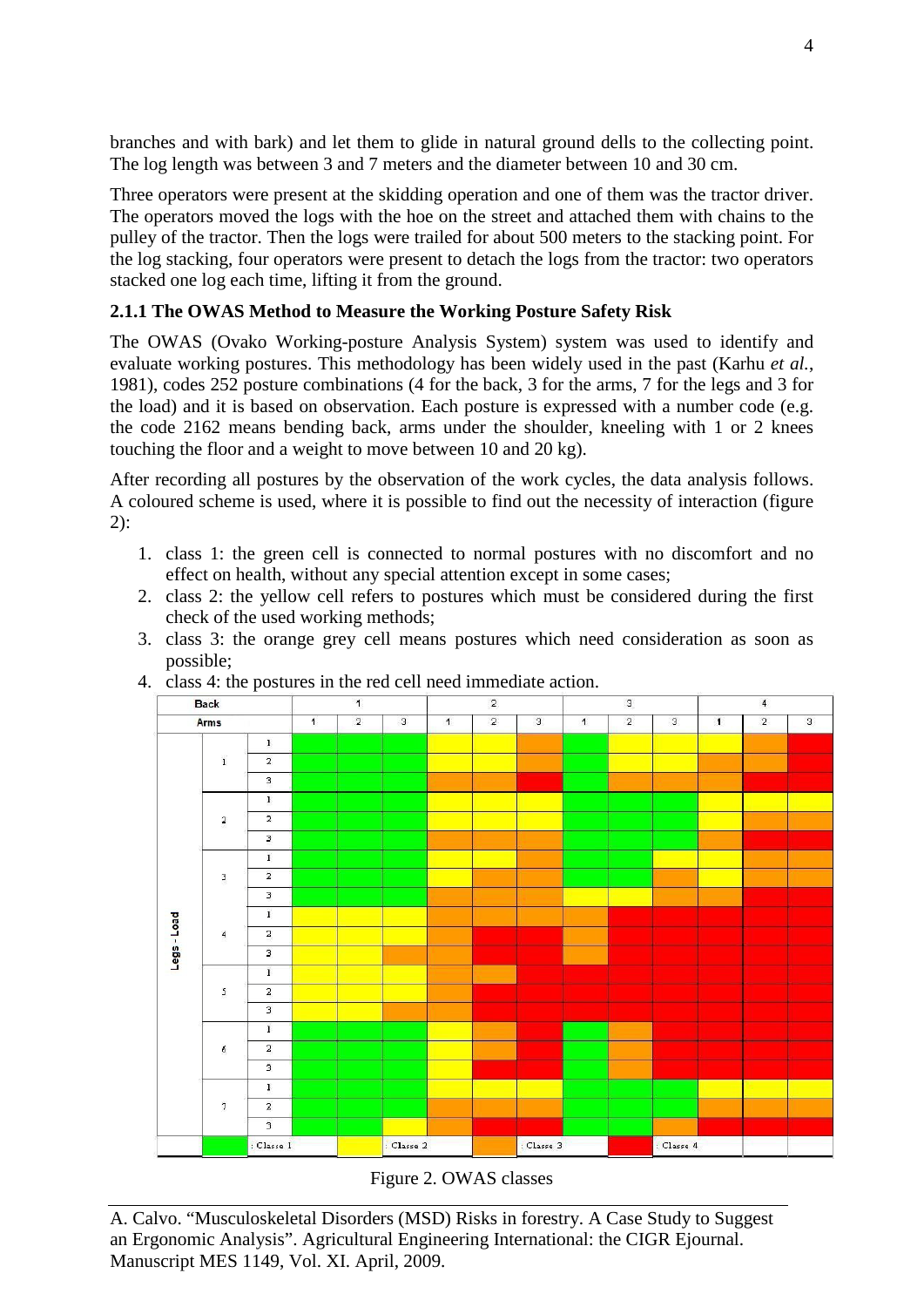branches and with bark) and let them to glide in natural ground dells to the collecting point. The log length was between 3 and 7 meters and the diameter between 10 and 30 cm.

Three operators were present at the skidding operation and one of them was the tractor driver. The operators moved the logs with the hoe on the street and attached them with chains to the pulley of the tractor. Then the logs were trailed for about 500 meters to the stacking point. For the log stacking, four operators were present to detach the logs from the tractor: two operators stacked one log each time, lifting it from the ground.

### 2.1.1 The OWAS Method to Measure the Working Posture Safety Risk

The OWAS (Ovako Working-posture Analysis System) system was used to identify and evaluate working postures. This methodology has been widely used in the past (Karhu *et al.*, 1981), codes 252 posture combinations (4 for the back, 3 for the arms, 7 for the legs and 3 for the load) and it is based on observation. Each posture is expressed with a number code (e.g. the code 2162 means bending back, arms under the shoulder, kneeling with 1 or 2 knees touching the floor and a weight to move between 10 and 20 kg).

After recording all postures by the observation of the work cycles, the data analysis follows. A coloured scheme is used, where it is possible to find out the necessity of interaction (figure 2):

1. class 1: the green cell is connected to normal postures with no discomfort and no effect on health, without any special attention except in some cases;
2. class 2: the yellow cell refers to postures which must be considered during the first check of the used working methods;
3. class 3: the orange grey cell means postures which need consideration as soon as possible;
4. class 4: the postures in the red cell need immediate action.

| Back | | | 1 | | | 2 | | | 3 | | | 4 | | |
|---|---|---|---|---|---|---|---|---|---|---|---|---|---|---|
| Arms | | | 1 | 2 | 3 | 1 | 2 | 3 | 1 | 2 | 3 | 1 | 2 | 3 |
| Legs - Load | 1 | 1 | 1 | 1 | 1 | 2 | 2 | 3 | 1 | 2 | 2 | 2 | 3 | 4 |
| | | 2 | 1 | 1 | 1 | 2 | 2 | 3 | 1 | 2 | 2 | 3 | 3 | 4 |
| | | 3 | 1 | 1 | 1 | 3 | 3 | 4 | 1 | 3 | 3 | 3 | 4 | 4 |
| | 2 | 1 | 1 | 1 | 1 | 2 | 2 | 2 | 1 | 1 | 1 | 2 | 2 | 2 |
| | | 2 | 1 | 1 | 1 | 2 | 2 | 2 | 1 | 1 | 1 | 2 | 3 | 3 |
| | | 3 | 1 | 1 | 1 | 3 | 3 | 3 | 1 | 1 | 1 | 3 | 4 | 4 |
| | 3 | 1 | 1 | 1 | 1 | 2 | 2 | 3 | 1 | 1 | 2 | 2 | 3 | 3 |
| | | 2 | 1 | 1 | 1 | 2 | 3 | 3 | 1 | 1 | 3 | 2 | 3 | 3 |
| | | 3 | 1 | 1 | 1 | 3 | 3 | 3 | 2 | 2 | 3 | 3 | 4 | 4 |
| | 4 | 1 | 2 | 2 | 2 | 3 | 3 | 3 | 3 | 4 | 4 | 4 | 4 | 4 |
| | | 2 | 2 | 2 | 2 | 3 | 4 | 4 | 3 | 4 | 4 | 4 | 4 | 4 |
| | | 3 | 2 | 2 | 3 | 3 | 4 | 4 | 3 | 4 | 4 | 4 | 4 | 4 |
| | 5 | 1 | 2 | 2 | 2 | 3 | 3 | 4 | 4 | 4 | 4 | 4 | 4 | 4 |
| | | 2 | 2 | 2 | 2 | 3 | 4 | 4 | 4 | 4 | 4 | 4 | 4 | 4 |
| | | 3 | 2 | 2 | 3 | 3 | 4 | 4 | 4 | 4 | 4 | 4 | 4 | 4 |
| | 6 | 1 | 1 | 1 | 1 | 2 | 3 | 4 | 1 | 3 | 4 | 4 | 4 | 4 |
| | | 2 | 1 | 1 | 1 | 2 | 3 | 4 | 1 | 3 | 4 | 4 | 4 | 4 |
| | | 3 | 1 | 1 | 1 | 2 | 4 | 4 | 1 | 3 | 4 | 4 | 4 | 4 |
| | 7 | 1 | 1 | 1 | 1 | 2 | 2 | 2 | 1 | 1 | 1 | 2 | 2 | 2 |
| | | 2 | 1 | 1 | 1 | 3 | 3 | 3 | 1 | 1 | 1 | 3 | 3 | 3 |
| | | 3 | 1 | 1 | 2 | 3 | 4 | 4 | 1 | 1 | 3 | 4 | 4 | 4 |

(green): Classe 1; (yellow): Classe 2; (orange): Classe 3; (red): Classe 4

Figure 2. OWAS classes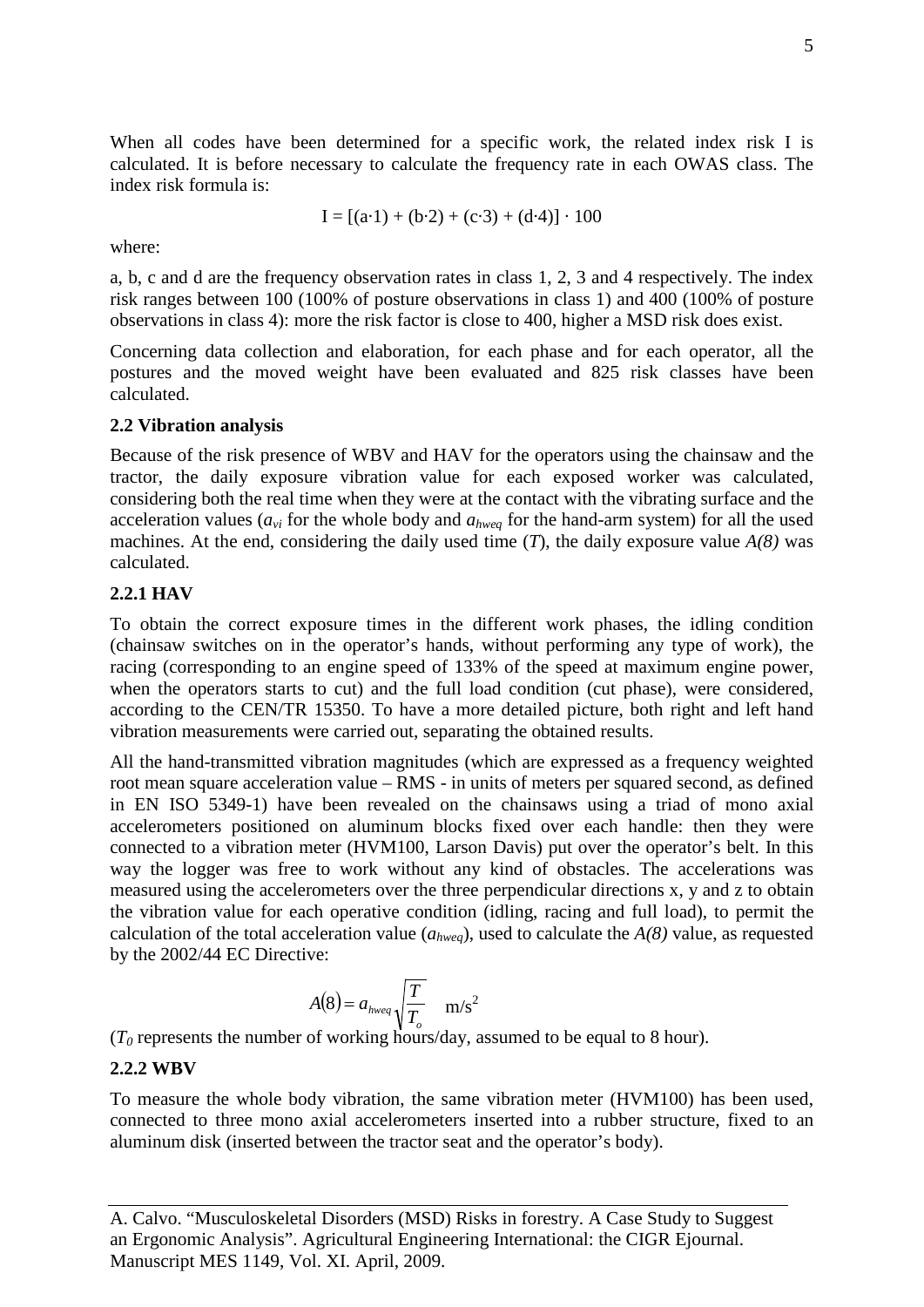When all codes have been determined for a specific work, the related index risk I is calculated. It is before necessary to calculate the frequency rate in each OWAS class. The index risk formula is:

$$I = [(a \cdot 1) + (b \cdot 2) + (c \cdot 3) + (d \cdot 4)] \cdot 100$$

where:

a, b, c and d are the frequency observation rates in class 1, 2, 3 and 4 respectively. The index risk ranges between 100 (100% of posture observations in class 1) and 400 (100% of posture observations in class 4): more the risk factor is close to 400, higher a MSD risk does exist.

Concerning data collection and elaboration, for each phase and for each operator, all the postures and the moved weight have been evaluated and 825 risk classes have been calculated.

### 2.2 Vibration analysis

Because of the risk presence of WBV and HAV for the operators using the chainsaw and the tractor, the daily exposure vibration value for each exposed worker was calculated, considering both the real time when they were at the contact with the vibrating surface and the acceleration values ($a_{vi}$ for the whole body and $a_{hweq}$ for the hand-arm system) for all the used machines. At the end, considering the daily used time ($T$), the daily exposure value $A(8)$ was calculated.

#### 2.2.1 HAV

To obtain the correct exposure times in the different work phases, the idling condition (chainsaw switches on in the operator's hands, without performing any type of work), the racing (corresponding to an engine speed of 133% of the speed at maximum engine power, when the operators starts to cut) and the full load condition (cut phase), were considered, according to the CEN/TR 15350. To have a more detailed picture, both right and left hand vibration measurements were carried out, separating the obtained results.

All the hand-transmitted vibration magnitudes (which are expressed as a frequency weighted root mean square acceleration value – RMS - in units of meters per squared second, as defined in EN ISO 5349-1) have been revealed on the chainsaws using a triad of mono axial accelerometers positioned on aluminum blocks fixed over each handle: then they were connected to a vibration meter (HVM100, Larson Davis) put over the operator's belt. In this way the logger was free to work without any kind of obstacles. The accelerations was measured using the accelerometers over the three perpendicular directions x, y and z to obtain the vibration value for each operative condition (idling, racing and full load), to permit the calculation of the total acceleration value ($a_{hweq}$), used to calculate the $A(8)$ value, as requested by the 2002/44 EC Directive:

$$A(8) = a_{hweq}\sqrt{\frac{T}{T_o}} \quad \text{m/s}^2$$

($T_0$ represents the number of working hours/day, assumed to be equal to 8 hour).

#### 2.2.2 WBV

To measure the whole body vibration, the same vibration meter (HVM100) has been used, connected to three mono axial accelerometers inserted into a rubber structure, fixed to an aluminum disk (inserted between the tractor seat and the operator's body).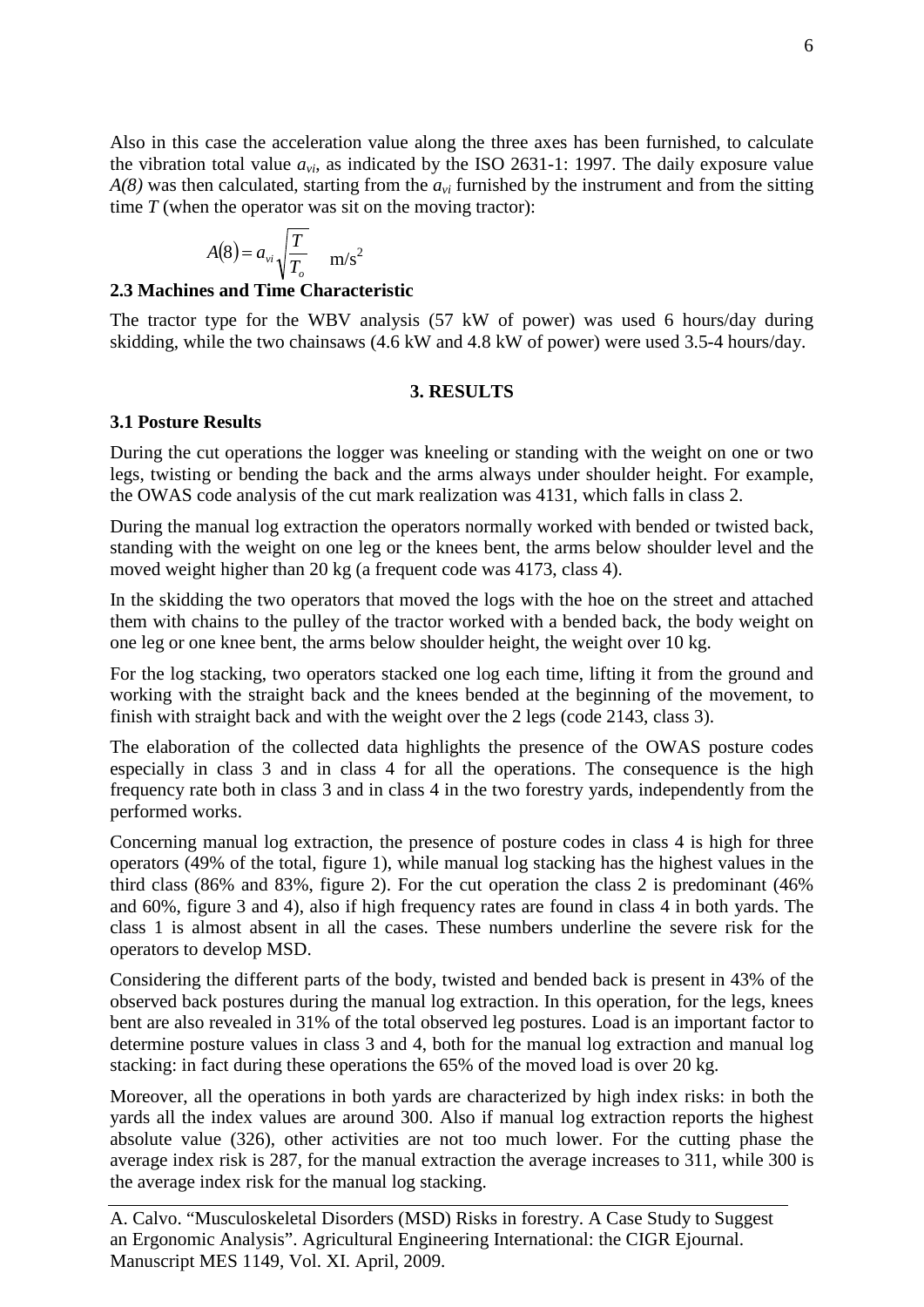Also in this case the acceleration value along the three axes has been furnished, to calculate the vibration total value $a_{vi}$, as indicated by the ISO 2631-1: 1997. The daily exposure value $A(8)$ was then calculated, starting from the $a_{vi}$ furnished by the instrument and from the sitting time $T$ (when the operator was sit on the moving tractor):

$$A(8) = a_{vi}\sqrt{\frac{T}{T_o}} \quad \text{m/s}^2$$

### 2.3 Machines and Time Characteristic

The tractor type for the WBV analysis (57 kW of power) was used 6 hours/day during skidding, while the two chainsaws (4.6 kW and 4.8 kW of power) were used 3.5-4 hours/day.

## 3. RESULTS

### 3.1 Posture Results

During the cut operations the logger was kneeling or standing with the weight on one or two legs, twisting or bending the back and the arms always under shoulder height. For example, the OWAS code analysis of the cut mark realization was 4131, which falls in class 2.

During the manual log extraction the operators normally worked with bended or twisted back, standing with the weight on one leg or the knees bent, the arms below shoulder level and the moved weight higher than 20 kg (a frequent code was 4173, class 4).

In the skidding the two operators that moved the logs with the hoe on the street and attached them with chains to the pulley of the tractor worked with a bended back, the body weight on one leg or one knee bent, the arms below shoulder height, the weight over 10 kg.

For the log stacking, two operators stacked one log each time, lifting it from the ground and working with the straight back and the knees bended at the beginning of the movement, to finish with straight back and with the weight over the 2 legs (code 2143, class 3).

The elaboration of the collected data highlights the presence of the OWAS posture codes especially in class 3 and in class 4 for all the operations. The consequence is the high frequency rate both in class 3 and in class 4 in the two forestry yards, independently from the performed works.

Concerning manual log extraction, the presence of posture codes in class 4 is high for three operators (49% of the total, figure 1), while manual log stacking has the highest values in the third class (86% and 83%, figure 2). For the cut operation the class 2 is predominant (46% and 60%, figure 3 and 4), also if high frequency rates are found in class 4 in both yards. The class 1 is almost absent in all the cases. These numbers underline the severe risk for the operators to develop MSD.

Considering the different parts of the body, twisted and bended back is present in 43% of the observed back postures during the manual log extraction. In this operation, for the legs, knees bent are also revealed in 31% of the total observed leg postures. Load is an important factor to determine posture values in class 3 and 4, both for the manual log extraction and manual log stacking: in fact during these operations the 65% of the moved load is over 20 kg.

Moreover, all the operations in both yards are characterized by high index risks: in both the yards all the index values are around 300. Also if manual log extraction reports the highest absolute value (326), other activities are not too much lower. For the cutting phase the average index risk is 287, for the manual extraction the average increases to 311, while 300 is the average index risk for the manual log stacking.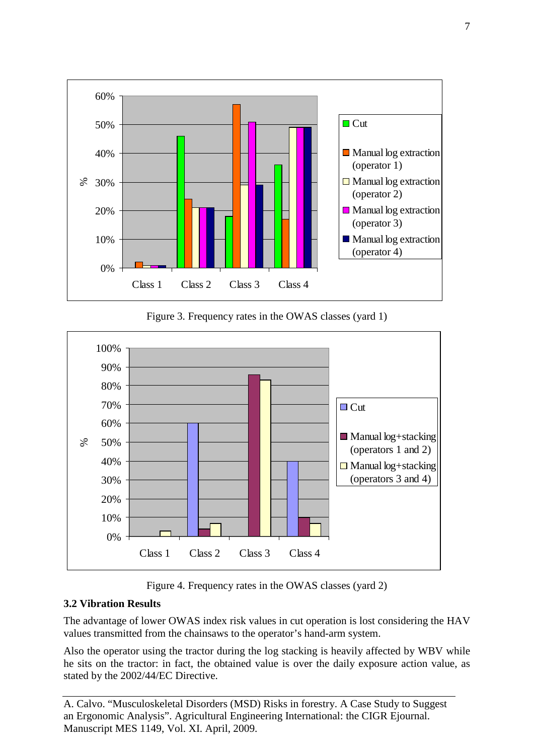Figure 3. Frequency rates in the OWAS classes (yard 1)

Figure 4. Frequency rates in the OWAS classes (yard 2)

### 3.2 Vibration Results

The advantage of lower OWAS index risk values in cut operation is lost considering the HAV values transmitted from the chainsaws to the operator's hand-arm system.

Also the operator using the tractor during the log stacking is heavily affected by WBV while he sits on the tractor: in fact, the obtained value is over the daily exposure action value, as stated by the 2002/44/EC Directive.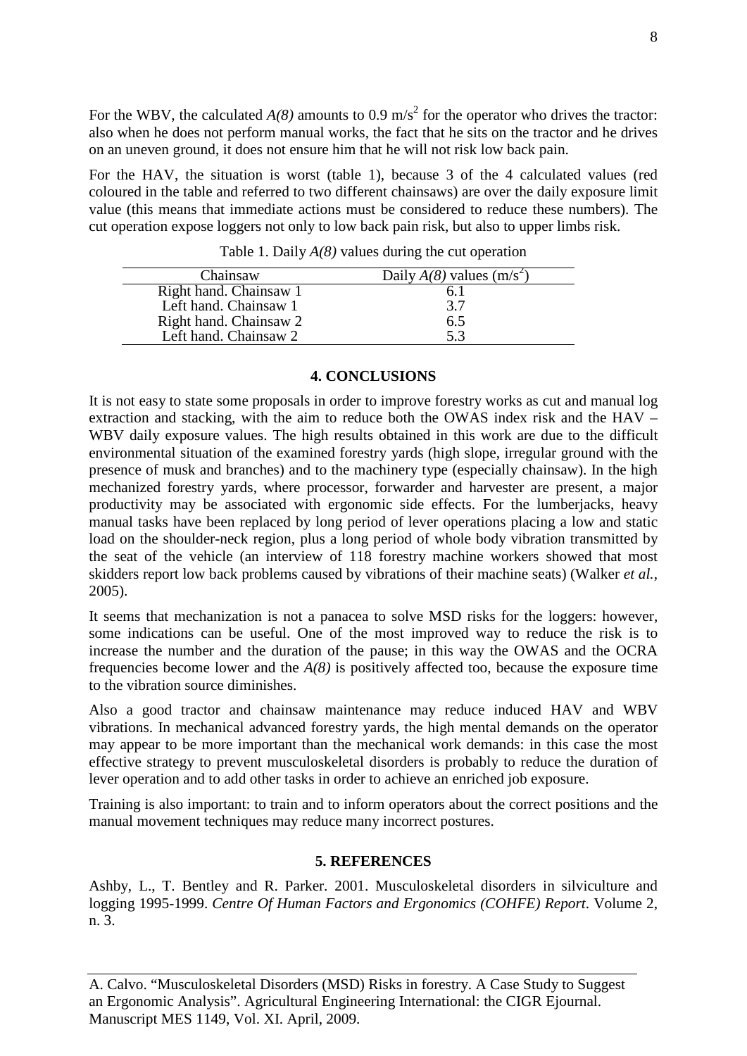For the WBV, the calculated $A(8)$ amounts to 0.9 m/s$^2$ for the operator who drives the tractor: also when he does not perform manual works, the fact that he sits on the tractor and he drives on an uneven ground, it does not ensure him that he will not risk low back pain.

For the HAV, the situation is worst (table 1), because 3 of the 4 calculated values (red coloured in the table and referred to two different chainsaws) are over the daily exposure limit value (this means that immediate actions must be considered to reduce these numbers). The cut operation expose loggers not only to low back pain risk, but also to upper limbs risk.

Table 1. Daily $A(8)$ values during the cut operation

| Chainsaw | Daily $A(8)$ values (m/s$^2$) |
|---|---|
| Right hand. Chainsaw 1 | 6.1 |
| Left hand. Chainsaw 1 | 3.7 |
| Right hand. Chainsaw 2 | 6.5 |
| Left hand. Chainsaw 2 | 5.3 |

## 4. CONCLUSIONS

It is not easy to state some proposals in order to improve forestry works as cut and manual log extraction and stacking, with the aim to reduce both the OWAS index risk and the HAV – WBV daily exposure values. The high results obtained in this work are due to the difficult environmental situation of the examined forestry yards (high slope, irregular ground with the presence of musk and branches) and to the machinery type (especially chainsaw). In the high mechanized forestry yards, where processor, forwarder and harvester are present, a major productivity may be associated with ergonomic side effects. For the lumberjacks, heavy manual tasks have been replaced by long period of lever operations placing a low and static load on the shoulder-neck region, plus a long period of whole body vibration transmitted by the seat of the vehicle (an interview of 118 forestry machine workers showed that most skidders report low back problems caused by vibrations of their machine seats) (Walker *et al.*, 2005).

It seems that mechanization is not a panacea to solve MSD risks for the loggers: however, some indications can be useful. One of the most improved way to reduce the risk is to increase the number and the duration of the pause; in this way the OWAS and the OCRA frequencies become lower and the $A(8)$ is positively affected too, because the exposure time to the vibration source diminishes.

Also a good tractor and chainsaw maintenance may reduce induced HAV and WBV vibrations. In mechanical advanced forestry yards, the high mental demands on the operator may appear to be more important than the mechanical work demands: in this case the most effective strategy to prevent musculoskeletal disorders is probably to reduce the duration of lever operation and to add other tasks in order to achieve an enriched job exposure.

Training is also important: to train and to inform operators about the correct positions and the manual movement techniques may reduce many incorrect postures.

## 5. REFERENCES

Ashby, L., T. Bentley and R. Parker. 2001. Musculoskeletal disorders in silviculture and logging 1995-1999. *Centre Of Human Factors and Ergonomics (COHFE) Report*. Volume 2, n. 3.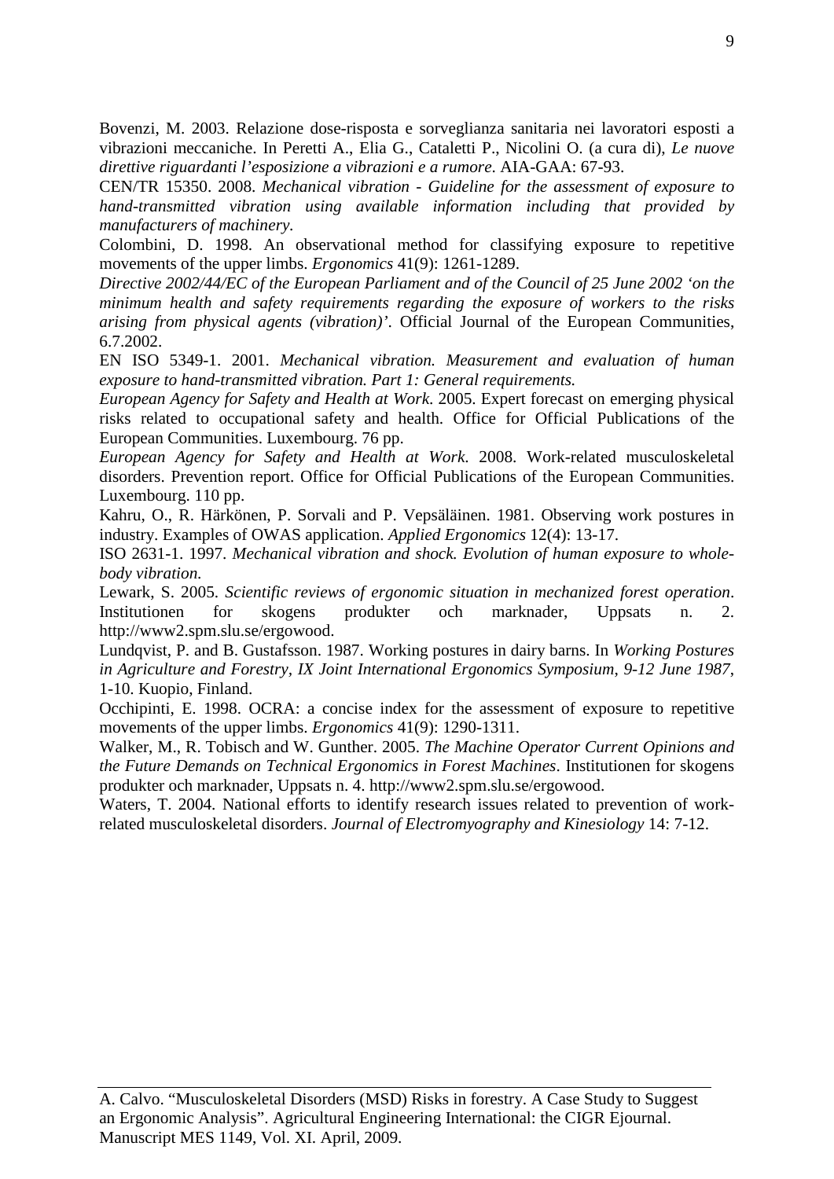Bovenzi, M. 2003. Relazione dose-risposta e sorveglianza sanitaria nei lavoratori esposti a vibrazioni meccaniche. In Peretti A., Elia G., Cataletti P., Nicolini O. (a cura di), *Le nuove direttive riguardanti l'esposizione a vibrazioni e a rumore*. AIA-GAA: 67-93.

CEN/TR 15350. 2008. *Mechanical vibration - Guideline for the assessment of exposure to hand-transmitted vibration using available information including that provided by manufacturers of machinery.*

Colombini, D. 1998. An observational method for classifying exposure to repetitive movements of the upper limbs. *Ergonomics* 41(9): 1261-1289.

*Directive 2002/44/EC of the European Parliament and of the Council of 25 June 2002 'on the minimum health and safety requirements regarding the exposure of workers to the risks arising from physical agents (vibration)'*. Official Journal of the European Communities, 6.7.2002.

EN ISO 5349-1. 2001. *Mechanical vibration. Measurement and evaluation of human exposure to hand-transmitted vibration. Part 1: General requirements.*

*European Agency for Safety and Health at Work*. 2005. Expert forecast on emerging physical risks related to occupational safety and health. Office for Official Publications of the European Communities. Luxembourg. 76 pp.

*European Agency for Safety and Health at Work*. 2008. Work-related musculoskeletal disorders. Prevention report. Office for Official Publications of the European Communities. Luxembourg. 110 pp.

Kahru, O., R. Härkönen, P. Sorvali and P. Vepsäläinen. 1981. Observing work postures in industry. Examples of OWAS application. *Applied Ergonomics* 12(4): 13-17.

ISO 2631-1. 1997. *Mechanical vibration and shock. Evolution of human exposure to whole-body vibration.*

Lewark, S. 2005. *Scientific reviews of ergonomic situation in mechanized forest operation*. Institutionen for skogens produkter och marknader, Uppsats n. 2. http://www2.spm.slu.se/ergowood.

Lundqvist, P. and B. Gustafsson. 1987. Working postures in dairy barns. In *Working Postures in Agriculture and Forestry, IX Joint International Ergonomics Symposium, 9-12 June 1987*, 1-10. Kuopio, Finland.

Occhipinti, E. 1998. OCRA: a concise index for the assessment of exposure to repetitive movements of the upper limbs. *Ergonomics* 41(9): 1290-1311.

Walker, M., R. Tobisch and W. Gunther. 2005. *The Machine Operator Current Opinions and the Future Demands on Technical Ergonomics in Forest Machines*. Institutionen for skogens produkter och marknader, Uppsats n. 4. http://www2.spm.slu.se/ergowood.

Waters, T. 2004. National efforts to identify research issues related to prevention of work-related musculoskeletal disorders. *Journal of Electromyography and Kinesiology* 14: 7-12.